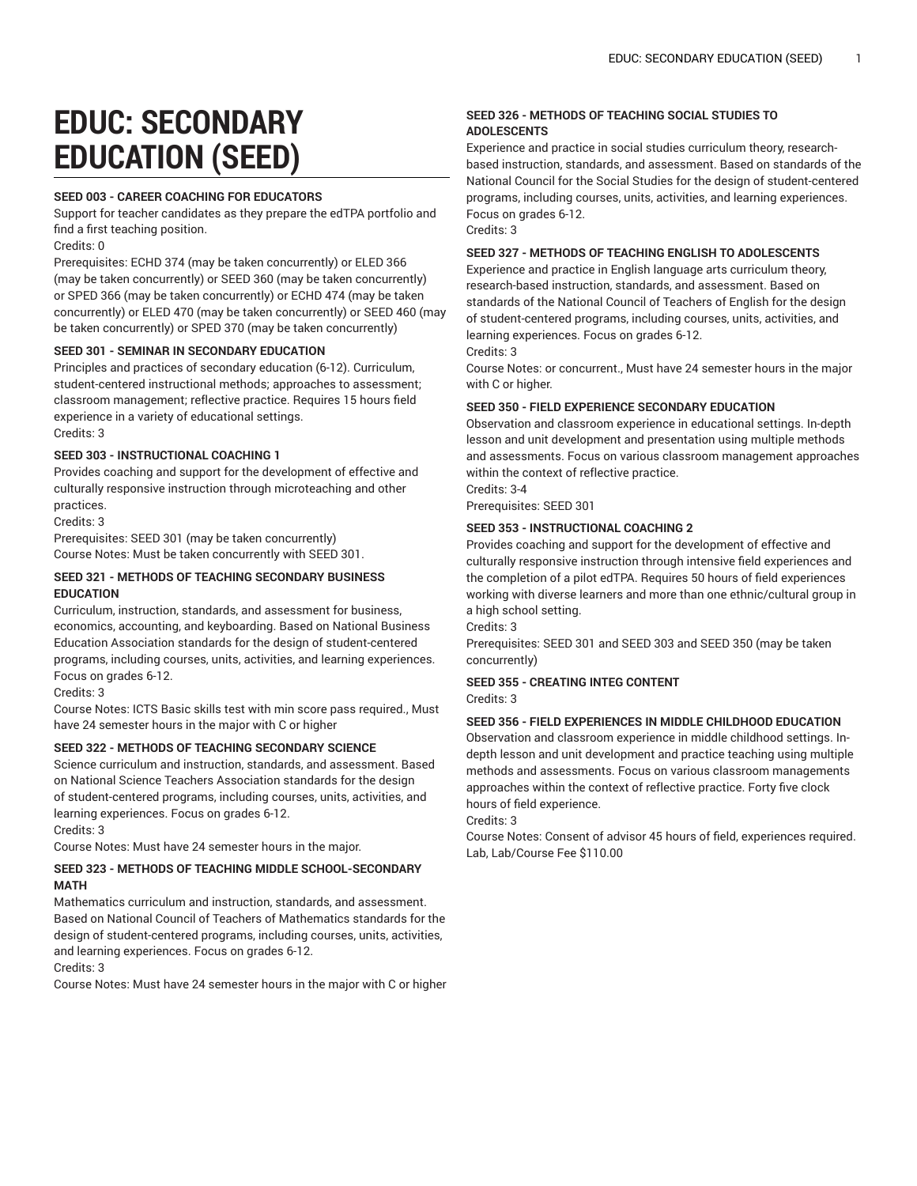# EDUC: SECONDARY EDUCATION (SEED)

**SEED 003 - CAREER COACHING FOR EDUCATORS**

Support for teacher candidates as they prepare the edTPA portfolio and find a first teaching position.

Credits: 0

Prerequisites: ECHD 374 (may be taken concurrently) or ELED 366 (may be taken concurrently) or SEED 360 (may be taken concurrently) or SPED 366 (may be taken concurrently) or ECHD 474 (may be taken concurrently) or ELED 470 (may be taken concurrently) or SEED 460 (may be taken concurrently) or SPED 370 (may be taken concurrently)

**SEED 301 - SEMINAR IN SECONDARY EDUCATION**

Principles and practices of secondary education (6-12). Curriculum, student-centered instructional methods; approaches to assessment; classroom management; reflective practice. Requires 15 hours field experience in a variety of educational settings.

Credits: 3

**SEED 303 - INSTRUCTIONAL COACHING 1**

Provides coaching and support for the development of effective and culturally responsive instruction through microteaching and other practices.

Credits: 3

Prerequisites: SEED 301 (may be taken concurrently)

Course Notes: Must be taken concurrently with SEED 301.

**SEED 321 - METHODS OF TEACHING SECONDARY BUSINESS EDUCATION**

Curriculum, instruction, standards, and assessment for business, economics, accounting, and keyboarding. Based on National Business Education Association standards for the design of student-centered programs, including courses, units, activities, and learning experiences. Focus on grades 6-12.

Credits: 3

Course Notes: ICTS Basic skills test with min score pass required., Must have 24 semester hours in the major with C or higher

**SEED 322 - METHODS OF TEACHING SECONDARY SCIENCE**

Science curriculum and instruction, standards, and assessment. Based on National Science Teachers Association standards for the design of student-centered programs, including courses, units, activities, and learning experiences. Focus on grades 6-12.

Credits: 3

Course Notes: Must have 24 semester hours in the major.

**SEED 323 - METHODS OF TEACHING MIDDLE SCHOOL-SECONDARY MATH**

Mathematics curriculum and instruction, standards, and assessment. Based on National Council of Teachers of Mathematics standards for the design of student-centered programs, including courses, units, activities, and learning experiences. Focus on grades 6-12.

Credits: 3

Course Notes: Must have 24 semester hours in the major with C or higher

**SEED 326 - METHODS OF TEACHING SOCIAL STUDIES TO ADOLESCENTS**

Experience and practice in social studies curriculum theory, research-based instruction, standards, and assessment. Based on standards of the National Council for the Social Studies for the design of student-centered programs, including courses, units, activities, and learning experiences. Focus on grades 6-12.

Credits: 3

**SEED 327 - METHODS OF TEACHING ENGLISH TO ADOLESCENTS**

Experience and practice in English language arts curriculum theory, research-based instruction, standards, and assessment. Based on standards of the National Council of Teachers of English for the design of student-centered programs, including courses, units, activities, and learning experiences. Focus on grades 6-12.

Credits: 3

Course Notes: or concurrent., Must have 24 semester hours in the major with C or higher.

**SEED 350 - FIELD EXPERIENCE SECONDARY EDUCATION**

Observation and classroom experience in educational settings. In-depth lesson and unit development and presentation using multiple methods and assessments. Focus on various classroom management approaches within the context of reflective practice.

Credits: 3-4

Prerequisites: SEED 301

**SEED 353 - INSTRUCTIONAL COACHING 2**

Provides coaching and support for the development of effective and culturally responsive instruction through intensive field experiences and the completion of a pilot edTPA. Requires 50 hours of field experiences working with diverse learners and more than one ethnic/cultural group in a high school setting.

Credits: 3

Prerequisites: SEED 301 and SEED 303 and SEED 350 (may be taken concurrently)

**SEED 355 - CREATING INTEG CONTENT**

Credits: 3

**SEED 356 - FIELD EXPERIENCES IN MIDDLE CHILDHOOD EDUCATION**

Observation and classroom experience in middle childhood settings. In-depth lesson and unit development and practice teaching using multiple methods and assessments. Focus on various classroom managements approaches within the context of reflective practice. Forty five clock hours of field experience.

Credits: 3

Course Notes: Consent of advisor 45 hours of field, experiences required. Lab, Lab/Course Fee $110.00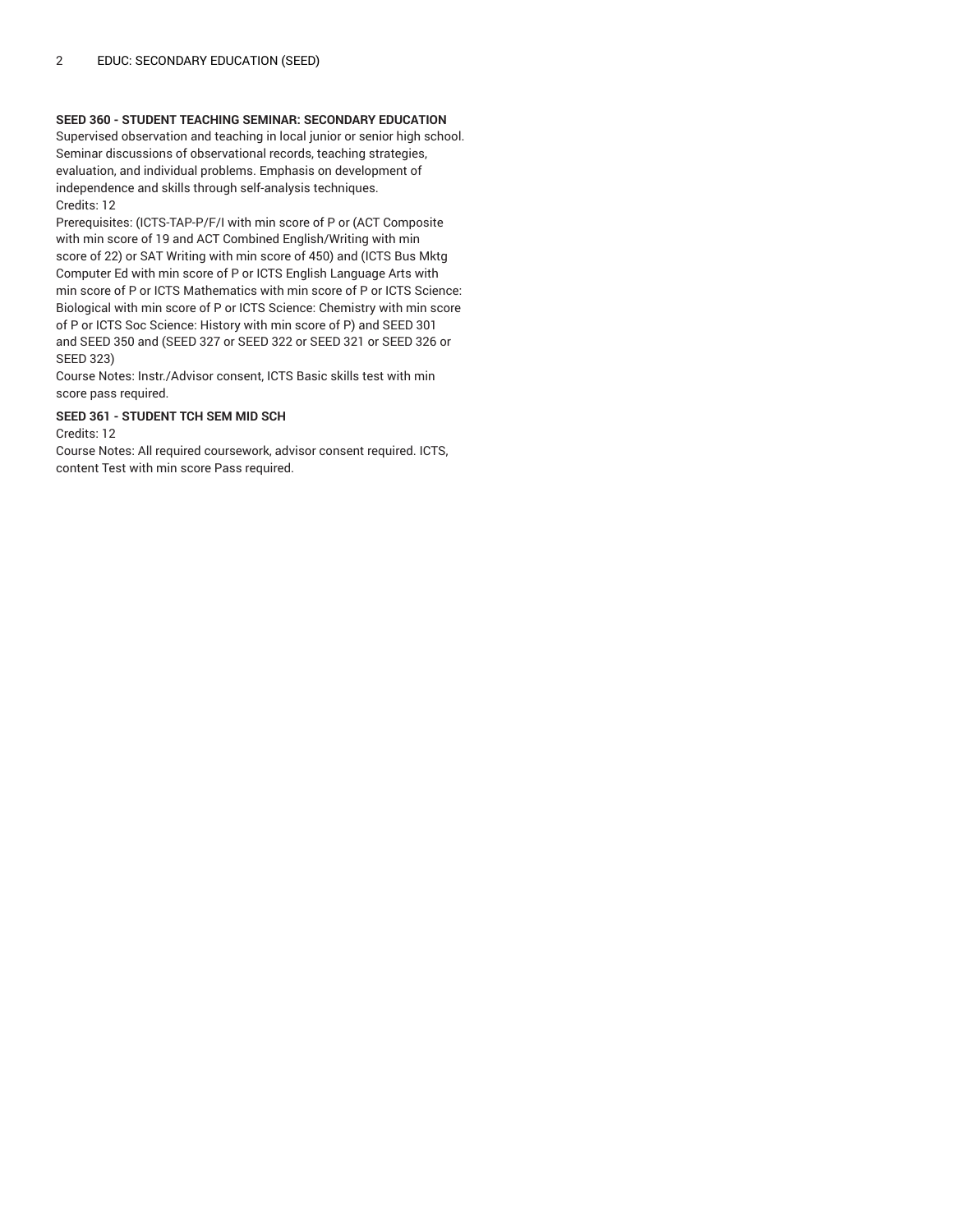**SEED 360 - STUDENT TEACHING SEMINAR: SECONDARY EDUCATION**

Supervised observation and teaching in local junior or senior high school. Seminar discussions of observational records, teaching strategies, evaluation, and individual problems. Emphasis on development of independence and skills through self-analysis techniques.
Credits: 12
Prerequisites: (ICTS-TAP-P/F/I with min score of P or (ACT Composite with min score of 19 and ACT Combined English/Writing with min score of 22) or SAT Writing with min score of 450) and (ICTS Bus Mktg Computer Ed with min score of P or ICTS English Language Arts with min score of P or ICTS Mathematics with min score of P or ICTS Science: Biological with min score of P or ICTS Science: Chemistry with min score of P or ICTS Soc Science: History with min score of P) and SEED 301 and SEED 350 and (SEED 327 or SEED 322 or SEED 321 or SEED 326 or SEED 323)
Course Notes: Instr./Advisor consent, ICTS Basic skills test with min score pass required.

**SEED 361 - STUDENT TCH SEM MID SCH**

Credits: 12
Course Notes: All required coursework, advisor consent required. ICTS, content Test with min score Pass required.